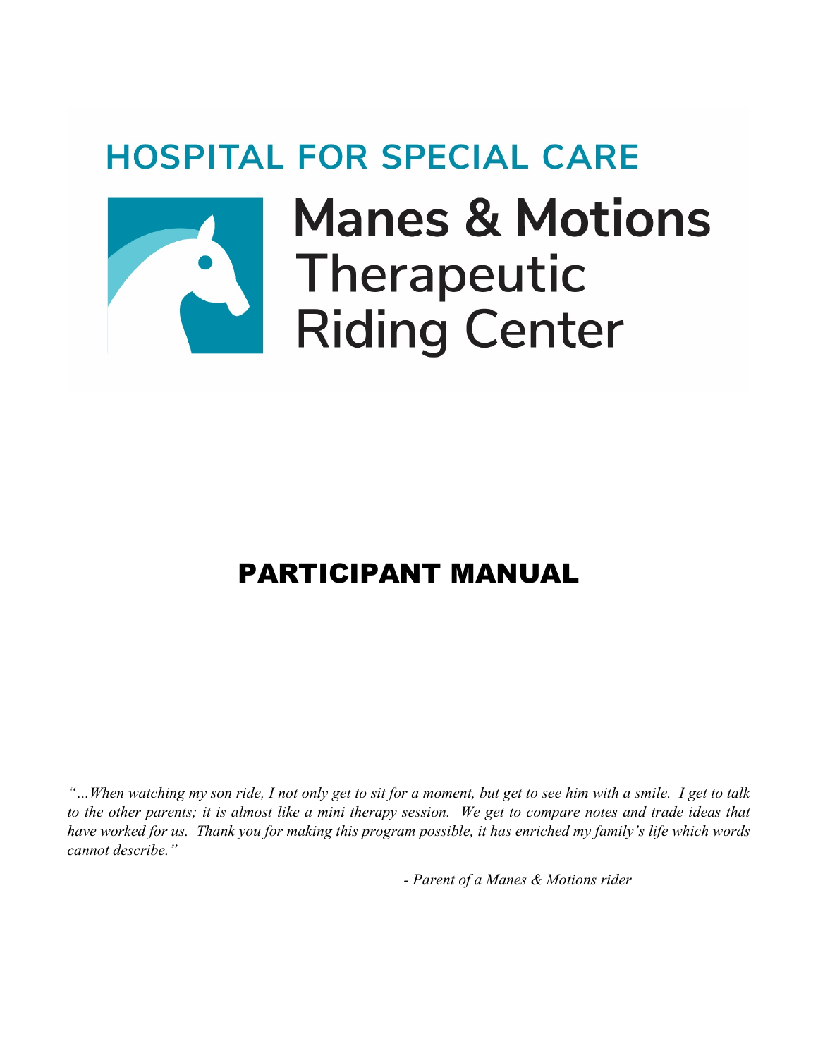HOSPITAL FOR SPECIAL CARE

# Manes & Motions Therapeutic Riding Center

# PARTICIPANT MANUAL

*"…When watching my son ride, I not only get to sit for a moment, but get to see him with a smile. I get to talk to the other parents; it is almost like a mini therapy session. We get to compare notes and trade ideas that have worked for us. Thank you for making this program possible, it has enriched my family's life which words cannot describe."*

*- Parent of a Manes & Motions rider*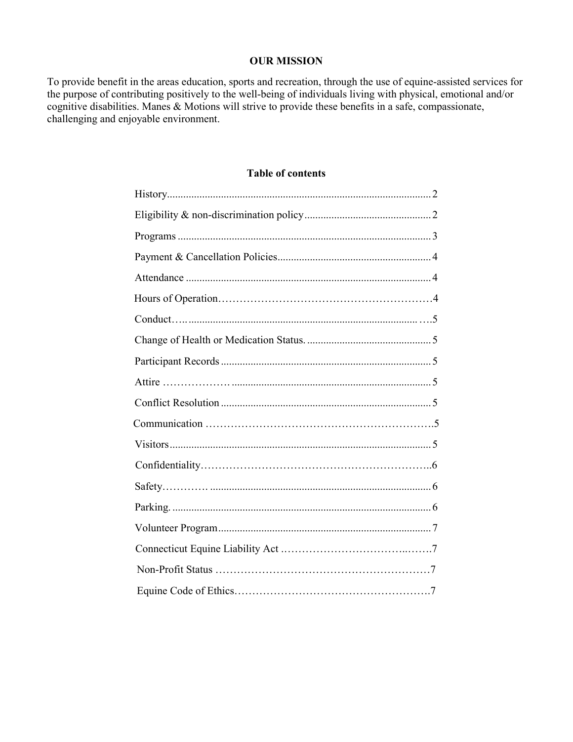## OUR MISSION

To provide benefit in the areas education, sports and recreation, through the use of equine-assisted services for the purpose of contributing positively to the well-being of individuals living with physical, emotional and/or cognitive disabilities. Manes & Motions will strive to provide these benefits in a safe, compassionate, challenging and enjoyable environment.

## Table of contents

| | |
|---|---|
| History | 2 |
| Eligibility & non-discrimination policy | 2 |
| Programs | 3 |
| Payment & Cancellation Policies | 4 |
| Attendance | 4 |
| Hours of Operation | 4 |
| Conduct | 5 |
| Change of Health or Medication Status. | 5 |
| Participant Records | 5 |
| Attire | 5 |
| Conflict Resolution | 5 |
| Communication | 5 |
| Visitors | 5 |
| Confidentiality | 6 |
| Safety | 6 |
| Parking. | 6 |
| Volunteer Program | 7 |
| Connecticut Equine Liability Act | 7 |
| Non-Profit Status | 7 |
| Equine Code of Ethics | 7 |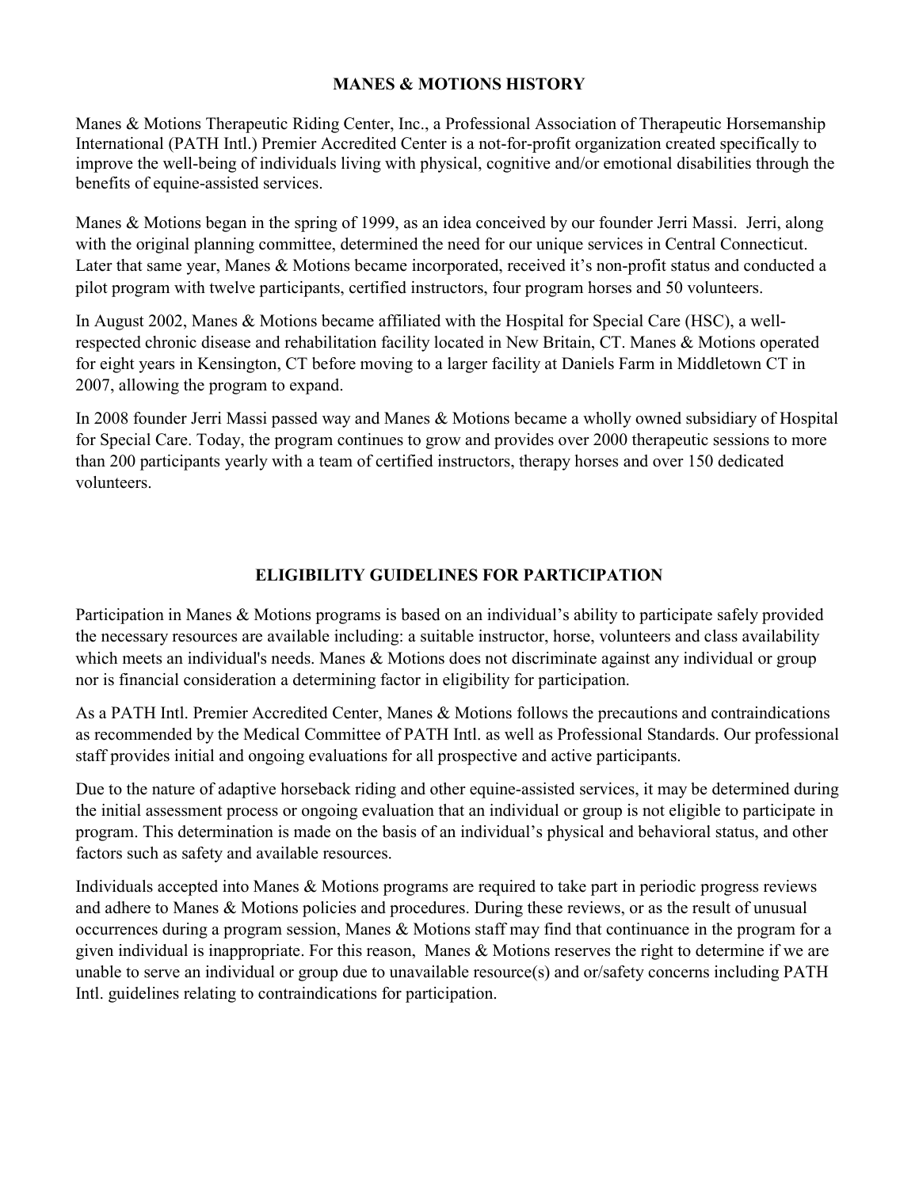## MANES & MOTIONS HISTORY

Manes & Motions Therapeutic Riding Center, Inc., a Professional Association of Therapeutic Horsemanship International (PATH Intl.) Premier Accredited Center is a not-for-profit organization created specifically to improve the well-being of individuals living with physical, cognitive and/or emotional disabilities through the benefits of equine-assisted services.

Manes & Motions began in the spring of 1999, as an idea conceived by our founder Jerri Massi. Jerri, along with the original planning committee, determined the need for our unique services in Central Connecticut. Later that same year, Manes & Motions became incorporated, received it's non-profit status and conducted a pilot program with twelve participants, certified instructors, four program horses and 50 volunteers.

In August 2002, Manes & Motions became affiliated with the Hospital for Special Care (HSC), a well-respected chronic disease and rehabilitation facility located in New Britain, CT. Manes & Motions operated for eight years in Kensington, CT before moving to a larger facility at Daniels Farm in Middletown CT in 2007, allowing the program to expand.

In 2008 founder Jerri Massi passed way and Manes & Motions became a wholly owned subsidiary of Hospital for Special Care. Today, the program continues to grow and provides over 2000 therapeutic sessions to more than 200 participants yearly with a team of certified instructors, therapy horses and over 150 dedicated volunteers.

## ELIGIBILITY GUIDELINES FOR PARTICIPATION

Participation in Manes & Motions programs is based on an individual's ability to participate safely provided the necessary resources are available including: a suitable instructor, horse, volunteers and class availability which meets an individual's needs. Manes & Motions does not discriminate against any individual or group nor is financial consideration a determining factor in eligibility for participation.

As a PATH Intl. Premier Accredited Center, Manes & Motions follows the precautions and contraindications as recommended by the Medical Committee of PATH Intl. as well as Professional Standards. Our professional staff provides initial and ongoing evaluations for all prospective and active participants.

Due to the nature of adaptive horseback riding and other equine-assisted services, it may be determined during the initial assessment process or ongoing evaluation that an individual or group is not eligible to participate in program. This determination is made on the basis of an individual's physical and behavioral status, and other factors such as safety and available resources.

Individuals accepted into Manes & Motions programs are required to take part in periodic progress reviews and adhere to Manes & Motions policies and procedures. During these reviews, or as the result of unusual occurrences during a program session, Manes & Motions staff may find that continuance in the program for a given individual is inappropriate. For this reason, Manes & Motions reserves the right to determine if we are unable to serve an individual or group due to unavailable resource(s) and or/safety concerns including PATH Intl. guidelines relating to contraindications for participation.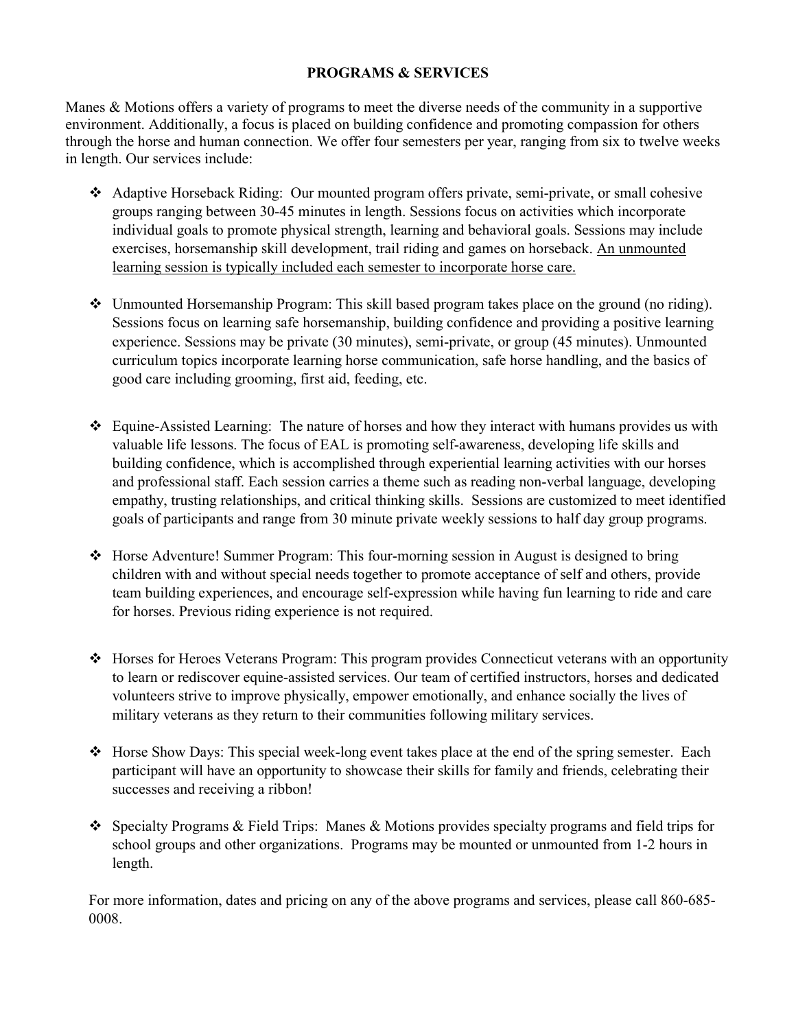## PROGRAMS & SERVICES

Manes & Motions offers a variety of programs to meet the diverse needs of the community in a supportive environment. Additionally, a focus is placed on building confidence and promoting compassion for others through the horse and human connection. We offer four semesters per year, ranging from six to twelve weeks in length. Our services include:

- Adaptive Horseback Riding: Our mounted program offers private, semi-private, or small cohesive groups ranging between 30-45 minutes in length. Sessions focus on activities which incorporate individual goals to promote physical strength, learning and behavioral goals. Sessions may include exercises, horsemanship skill development, trail riding and games on horseback. <u>An unmounted learning session is typically included each semester to incorporate horse care.</u>

- Unmounted Horsemanship Program: This skill based program takes place on the ground (no riding). Sessions focus on learning safe horsemanship, building confidence and providing a positive learning experience. Sessions may be private (30 minutes), semi-private, or group (45 minutes). Unmounted curriculum topics incorporate learning horse communication, safe horse handling, and the basics of good care including grooming, first aid, feeding, etc.

- Equine-Assisted Learning: The nature of horses and how they interact with humans provides us with valuable life lessons. The focus of EAL is promoting self-awareness, developing life skills and building confidence, which is accomplished through experiential learning activities with our horses and professional staff. Each session carries a theme such as reading non-verbal language, developing empathy, trusting relationships, and critical thinking skills. Sessions are customized to meet identified goals of participants and range from 30 minute private weekly sessions to half day group programs.

- Horse Adventure! Summer Program: This four-morning session in August is designed to bring children with and without special needs together to promote acceptance of self and others, provide team building experiences, and encourage self-expression while having fun learning to ride and care for horses. Previous riding experience is not required.

- Horses for Heroes Veterans Program: This program provides Connecticut veterans with an opportunity to learn or rediscover equine-assisted services. Our team of certified instructors, horses and dedicated volunteers strive to improve physically, empower emotionally, and enhance socially the lives of military veterans as they return to their communities following military services.

- Horse Show Days: This special week-long event takes place at the end of the spring semester. Each participant will have an opportunity to showcase their skills for family and friends, celebrating their successes and receiving a ribbon!

- Specialty Programs & Field Trips: Manes & Motions provides specialty programs and field trips for school groups and other organizations. Programs may be mounted or unmounted from 1-2 hours in length.

For more information, dates and pricing on any of the above programs and services, please call 860-685-0008.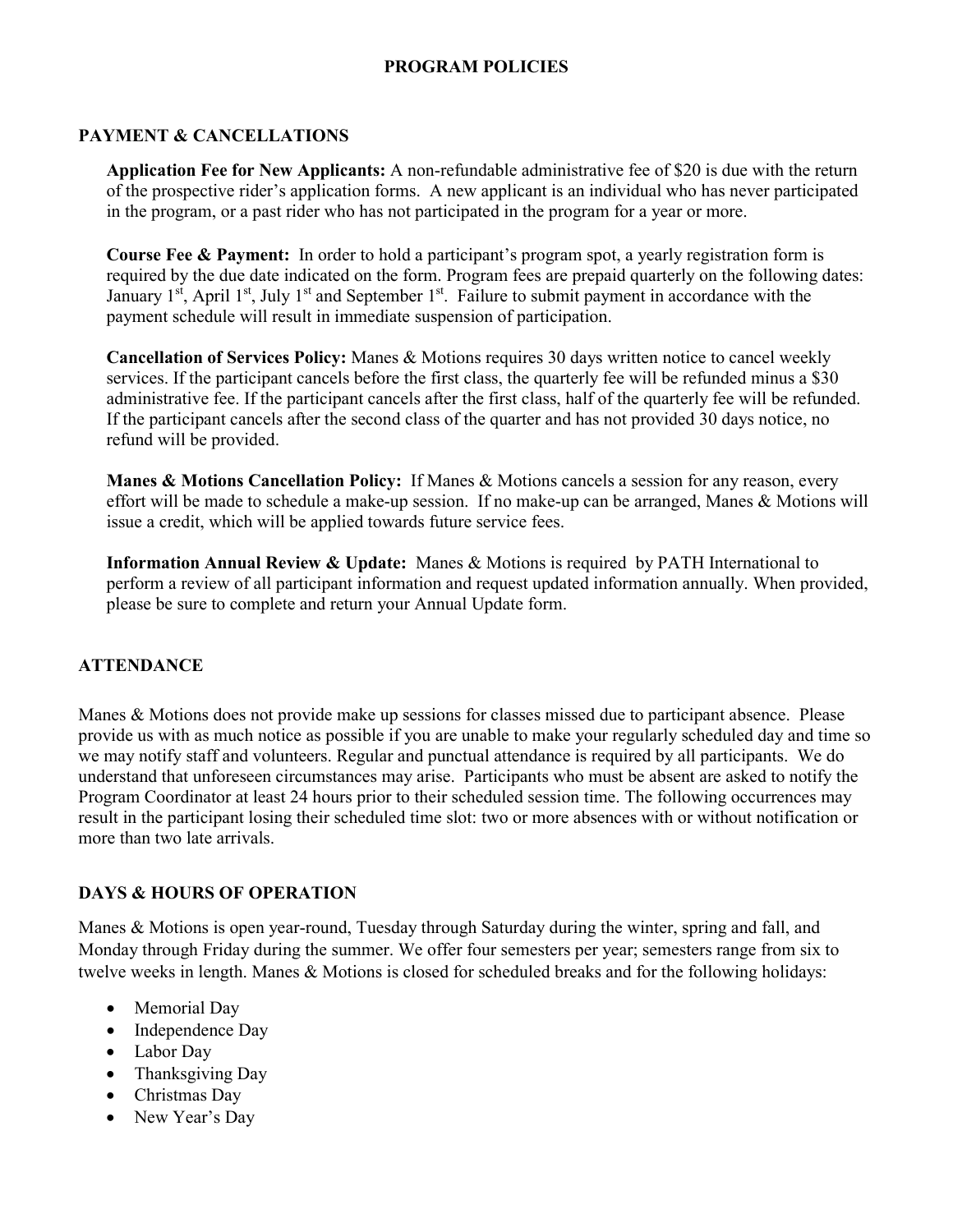# PROGRAM POLICIES

## PAYMENT & CANCELLATIONS

**Application Fee for New Applicants:** A non-refundable administrative fee of $20 is due with the return of the prospective rider's application forms. A new applicant is an individual who has never participated in the program, or a past rider who has not participated in the program for a year or more.

**Course Fee & Payment:** In order to hold a participant's program spot, a yearly registration form is required by the due date indicated on the form. Program fees are prepaid quarterly on the following dates: January 1st, April 1st, July 1st and September 1st. Failure to submit payment in accordance with the payment schedule will result in immediate suspension of participation.

**Cancellation of Services Policy:** Manes & Motions requires 30 days written notice to cancel weekly services. If the participant cancels before the first class, the quarterly fee will be refunded minus a $30 administrative fee. If the participant cancels after the first class, half of the quarterly fee will be refunded. If the participant cancels after the second class of the quarter and has not provided 30 days notice, no refund will be provided.

**Manes & Motions Cancellation Policy:** If Manes & Motions cancels a session for any reason, every effort will be made to schedule a make-up session. If no make-up can be arranged, Manes & Motions will issue a credit, which will be applied towards future service fees.

**Information Annual Review & Update:** Manes & Motions is required by PATH International to perform a review of all participant information and request updated information annually. When provided, please be sure to complete and return your Annual Update form.

## ATTENDANCE

Manes & Motions does not provide make up sessions for classes missed due to participant absence. Please provide us with as much notice as possible if you are unable to make your regularly scheduled day and time so we may notify staff and volunteers. Regular and punctual attendance is required by all participants. We do understand that unforeseen circumstances may arise. Participants who must be absent are asked to notify the Program Coordinator at least 24 hours prior to their scheduled session time. The following occurrences may result in the participant losing their scheduled time slot: two or more absences with or without notification or more than two late arrivals.

## DAYS & HOURS OF OPERATION

Manes & Motions is open year-round, Tuesday through Saturday during the winter, spring and fall, and Monday through Friday during the summer. We offer four semesters per year; semesters range from six to twelve weeks in length. Manes & Motions is closed for scheduled breaks and for the following holidays:

- Memorial Day
- Independence Day
- Labor Day
- Thanksgiving Day
- Christmas Day
- New Year's Day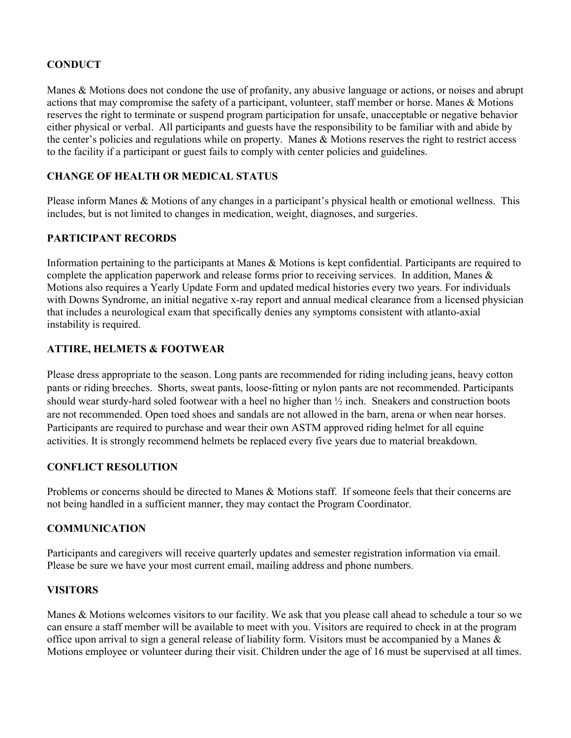## CONDUCT

Manes & Motions does not condone the use of profanity, any abusive language or actions, or noises and abrupt actions that may compromise the safety of a participant, volunteer, staff member or horse. Manes & Motions reserves the right to terminate or suspend program participation for unsafe, unacceptable or negative behavior either physical or verbal. All participants and guests have the responsibility to be familiar with and abide by the center's policies and regulations while on property. Manes & Motions reserves the right to restrict access to the facility if a participant or guest fails to comply with center policies and guidelines.

## CHANGE OF HEALTH OR MEDICAL STATUS

Please inform Manes & Motions of any changes in a participant's physical health or emotional wellness. This includes, but is not limited to changes in medication, weight, diagnoses, and surgeries.

## PARTICIPANT RECORDS

Information pertaining to the participants at Manes & Motions is kept confidential. Participants are required to complete the application paperwork and release forms prior to receiving services. In addition, Manes & Motions also requires a Yearly Update Form and updated medical histories every two years. For individuals with Downs Syndrome, an initial negative x-ray report and annual medical clearance from a licensed physician that includes a neurological exam that specifically denies any symptoms consistent with atlanto-axial instability is required.

## ATTIRE, HELMETS & FOOTWEAR

Please dress appropriate to the season. Long pants are recommended for riding including jeans, heavy cotton pants or riding breeches. Shorts, sweat pants, loose-fitting or nylon pants are not recommended. Participants should wear sturdy-hard soled footwear with a heel no higher than ½ inch. Sneakers and construction boots are not recommended. Open toed shoes and sandals are not allowed in the barn, arena or when near horses. Participants are required to purchase and wear their own ASTM approved riding helmet for all equine activities. It is strongly recommend helmets be replaced every five years due to material breakdown.

## CONFLICT RESOLUTION

Problems or concerns should be directed to Manes & Motions staff. If someone feels that their concerns are not being handled in a sufficient manner, they may contact the Program Coordinator.

## COMMUNICATION

Participants and caregivers will receive quarterly updates and semester registration information via email. Please be sure we have your most current email, mailing address and phone numbers.

## VISITORS

Manes & Motions welcomes visitors to our facility. We ask that you please call ahead to schedule a tour so we can ensure a staff member will be available to meet with you. Visitors are required to check in at the program office upon arrival to sign a general release of liability form. Visitors must be accompanied by a Manes & Motions employee or volunteer during their visit. Children under the age of 16 must be supervised at all times.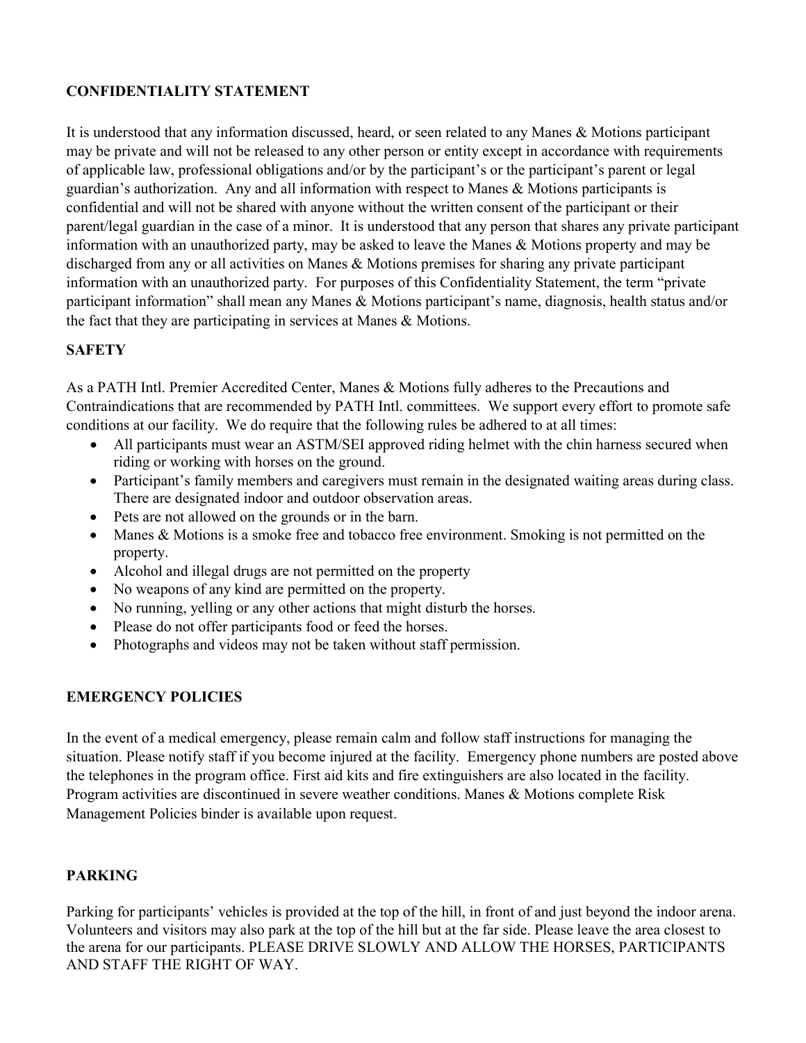**CONFIDENTIALITY STATEMENT**

It is understood that any information discussed, heard, or seen related to any Manes & Motions participant may be private and will not be released to any other person or entity except in accordance with requirements of applicable law, professional obligations and/or by the participant's or the participant's parent or legal guardian's authorization. Any and all information with respect to Manes & Motions participants is confidential and will not be shared with anyone without the written consent of the participant or their parent/legal guardian in the case of a minor. It is understood that any person that shares any private participant information with an unauthorized party, may be asked to leave the Manes & Motions property and may be discharged from any or all activities on Manes & Motions premises for sharing any private participant information with an unauthorized party. For purposes of this Confidentiality Statement, the term "private participant information" shall mean any Manes & Motions participant's name, diagnosis, health status and/or the fact that they are participating in services at Manes & Motions.

**SAFETY**

As a PATH Intl. Premier Accredited Center, Manes & Motions fully adheres to the Precautions and Contraindications that are recommended by PATH Intl. committees. We support every effort to promote safe conditions at our facility. We do require that the following rules be adhered to at all times:

- All participants must wear an ASTM/SEI approved riding helmet with the chin harness secured when riding or working with horses on the ground.
- Participant's family members and caregivers must remain in the designated waiting areas during class. There are designated indoor and outdoor observation areas.
- Pets are not allowed on the grounds or in the barn.
- Manes & Motions is a smoke free and tobacco free environment. Smoking is not permitted on the property.
- Alcohol and illegal drugs are not permitted on the property
- No weapons of any kind are permitted on the property.
- No running, yelling or any other actions that might disturb the horses.
- Please do not offer participants food or feed the horses.
- Photographs and videos may not be taken without staff permission.

**EMERGENCY POLICIES**

In the event of a medical emergency, please remain calm and follow staff instructions for managing the situation. Please notify staff if you become injured at the facility. Emergency phone numbers are posted above the telephones in the program office. First aid kits and fire extinguishers are also located in the facility. Program activities are discontinued in severe weather conditions. Manes & Motions complete Risk Management Policies binder is available upon request.

**PARKING**

Parking for participants' vehicles is provided at the top of the hill, in front of and just beyond the indoor arena. Volunteers and visitors may also park at the top of the hill but at the far side. Please leave the area closest to the arena for our participants. PLEASE DRIVE SLOWLY AND ALLOW THE HORSES, PARTICIPANTS AND STAFF THE RIGHT OF WAY.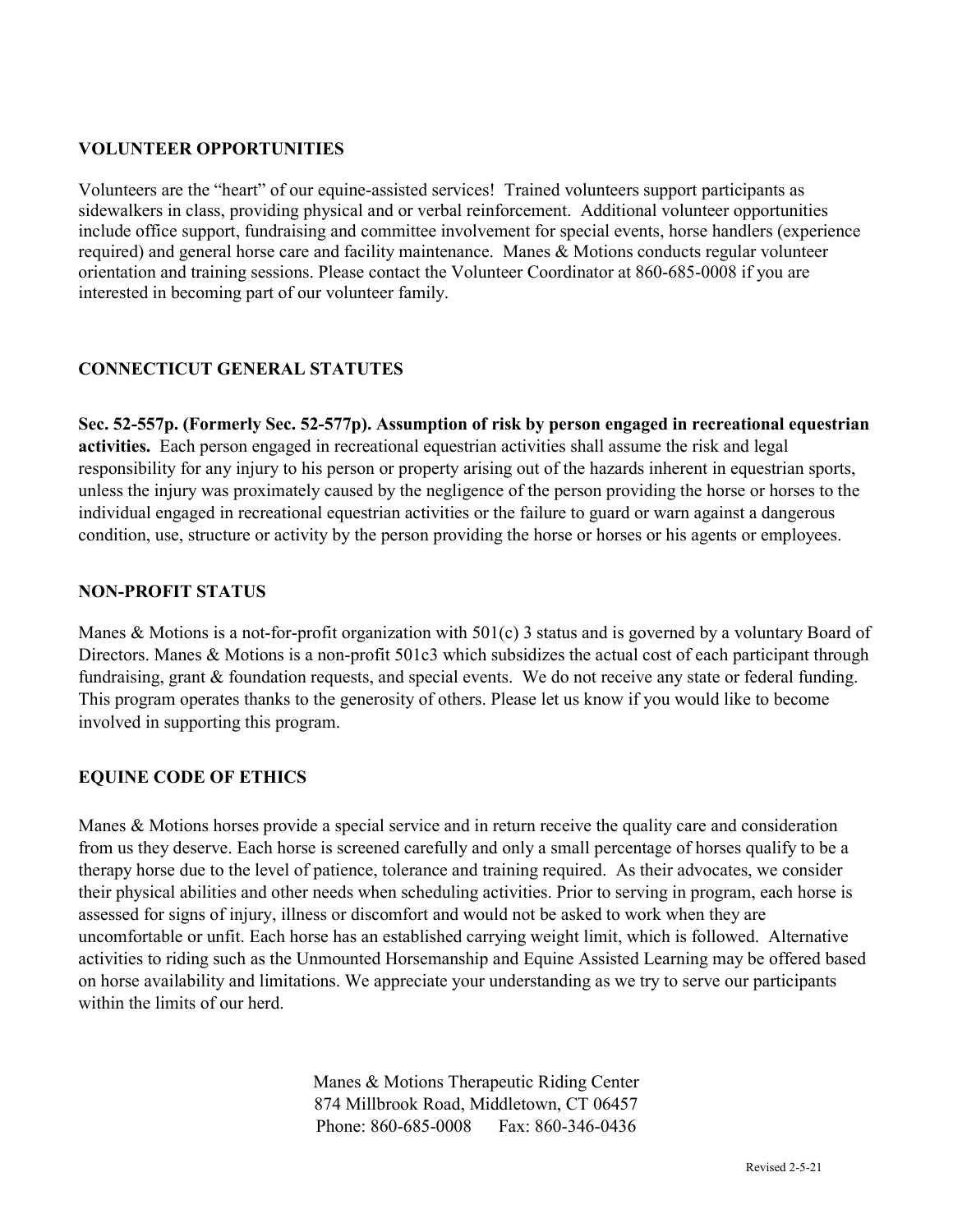## VOLUNTEER OPPORTUNITIES

Volunteers are the "heart" of our equine-assisted services! Trained volunteers support participants as sidewalkers in class, providing physical and or verbal reinforcement. Additional volunteer opportunities include office support, fundraising and committee involvement for special events, horse handlers (experience required) and general horse care and facility maintenance. Manes & Motions conducts regular volunteer orientation and training sessions. Please contact the Volunteer Coordinator at 860-685-0008 if you are interested in becoming part of our volunteer family.

## CONNECTICUT GENERAL STATUTES

**Sec. 52-557p. (Formerly Sec. 52-577p). Assumption of risk by person engaged in recreational equestrian activities.** Each person engaged in recreational equestrian activities shall assume the risk and legal responsibility for any injury to his person or property arising out of the hazards inherent in equestrian sports, unless the injury was proximately caused by the negligence of the person providing the horse or horses to the individual engaged in recreational equestrian activities or the failure to guard or warn against a dangerous condition, use, structure or activity by the person providing the horse or horses or his agents or employees.

## NON-PROFIT STATUS

Manes & Motions is a not-for-profit organization with 501(c) 3 status and is governed by a voluntary Board of Directors. Manes & Motions is a non-profit 501c3 which subsidizes the actual cost of each participant through fundraising, grant & foundation requests, and special events. We do not receive any state or federal funding. This program operates thanks to the generosity of others. Please let us know if you would like to become involved in supporting this program.

## EQUINE CODE OF ETHICS

Manes & Motions horses provide a special service and in return receive the quality care and consideration from us they deserve. Each horse is screened carefully and only a small percentage of horses qualify to be a therapy horse due to the level of patience, tolerance and training required. As their advocates, we consider their physical abilities and other needs when scheduling activities. Prior to serving in program, each horse is assessed for signs of injury, illness or discomfort and would not be asked to work when they are uncomfortable or unfit. Each horse has an established carrying weight limit, which is followed. Alternative activities to riding such as the Unmounted Horsemanship and Equine Assisted Learning may be offered based on horse availability and limitations. We appreciate your understanding as we try to serve our participants within the limits of our herd.

Manes & Motions Therapeutic Riding Center
874 Millbrook Road, Middletown, CT 06457
Phone: 860-685-0008 Fax: 860-346-0436

Revised 2-5-21